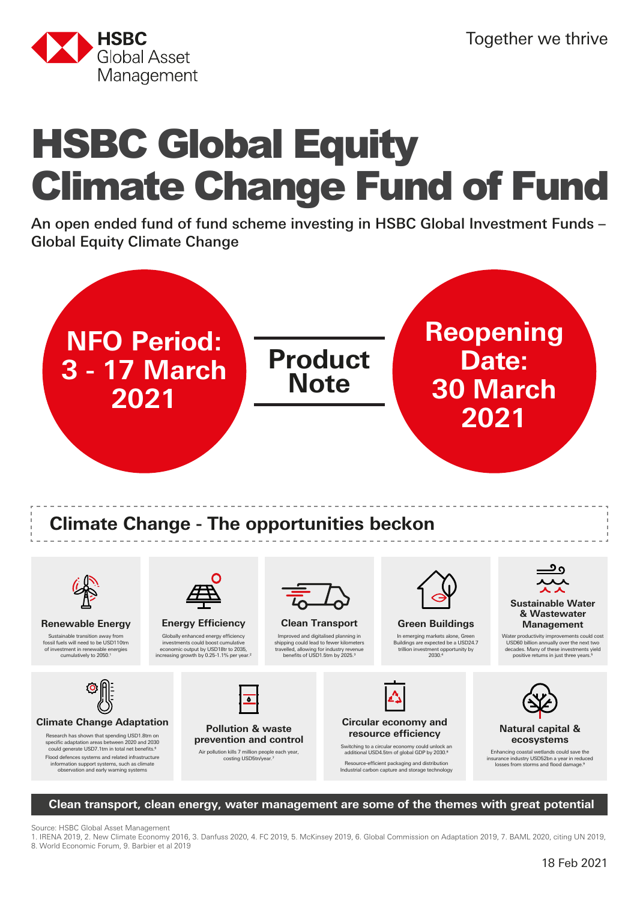HSBC Global Asset Management

Together we thrive

# HSBC Global Equity Climate Change Fund of Fund

An open ended fund of fund scheme investing in HSBC Global Investment Funds – Global Equity Climate Change

**NFO Period: 3 - 17 March 2021**

**Product Note**

**Reopening Date: 30 March 2021**

## Climate Change - The opportunities beckon

### Renewable Energy

Sustainable transition away from fossil fuels will need to be USD110trn of investment in renewable energies cumulatively to 2050.[1]

### Energy Efficiency

Globally enhanced energy efficiency investments could boost cumulative economic output by USD18tr to 2035, increasing growth by 0.25-1.1% per year.[2]

### Clean Transport

Improved and digitalised planning in shipping could lead to fewer kilometers travelled, allowing for industry revenue benefits of USD1.5tn by 2025.[3]

### Green Buildings

In emerging markets alone, Green Buildings are expected be a USD24.7 trillion investment opportunity by 2030.[4]

### Sustainable Water & Wastewater Management

Water productivity improvements could cost USD60 billion annually over the next two decades. Many of these investments yield positive returns in just three years.[5]

### Climate Change Adaptation

Research has shown that spending USD1.8trn on specific adaptation areas between 2020 and 2030 could generate USD7.1tn in total net benefits.[6]

Flood defences systems and related infrastructure information support systems, such as climate observation and early warning systems

### Pollution & waste prevention and control

Air pollution kills 7 million people each year, costing USD5tn/year.[7]

### Circular economy and resource efficiency

Switching to a circular economy could unlock an additional USD4.5tn of global GDP by 2030.[8]

Resource-efficient packaging and distribution Industrial carbon capture and storage technology

### Natural capital & ecosystems

Enhancing coastal wetlands could save the insurance industry USD52bn a year in reduced losses from storms and flood damage.[9]

**Clean transport, clean energy, water management are some of the themes with great potential**

Source: HSBC Global Asset Management
1. IRENA 2019, 2. New Climate Economy 2016, 3. Danfuss 2020, 4. FC 2019, 5. McKinsey 2019, 6. Global Commission on Adaptation 2019, 7. BAML 2020, citing UN 2019, 8. World Economic Forum, 9. Barbier et al 2019

18 Feb 2021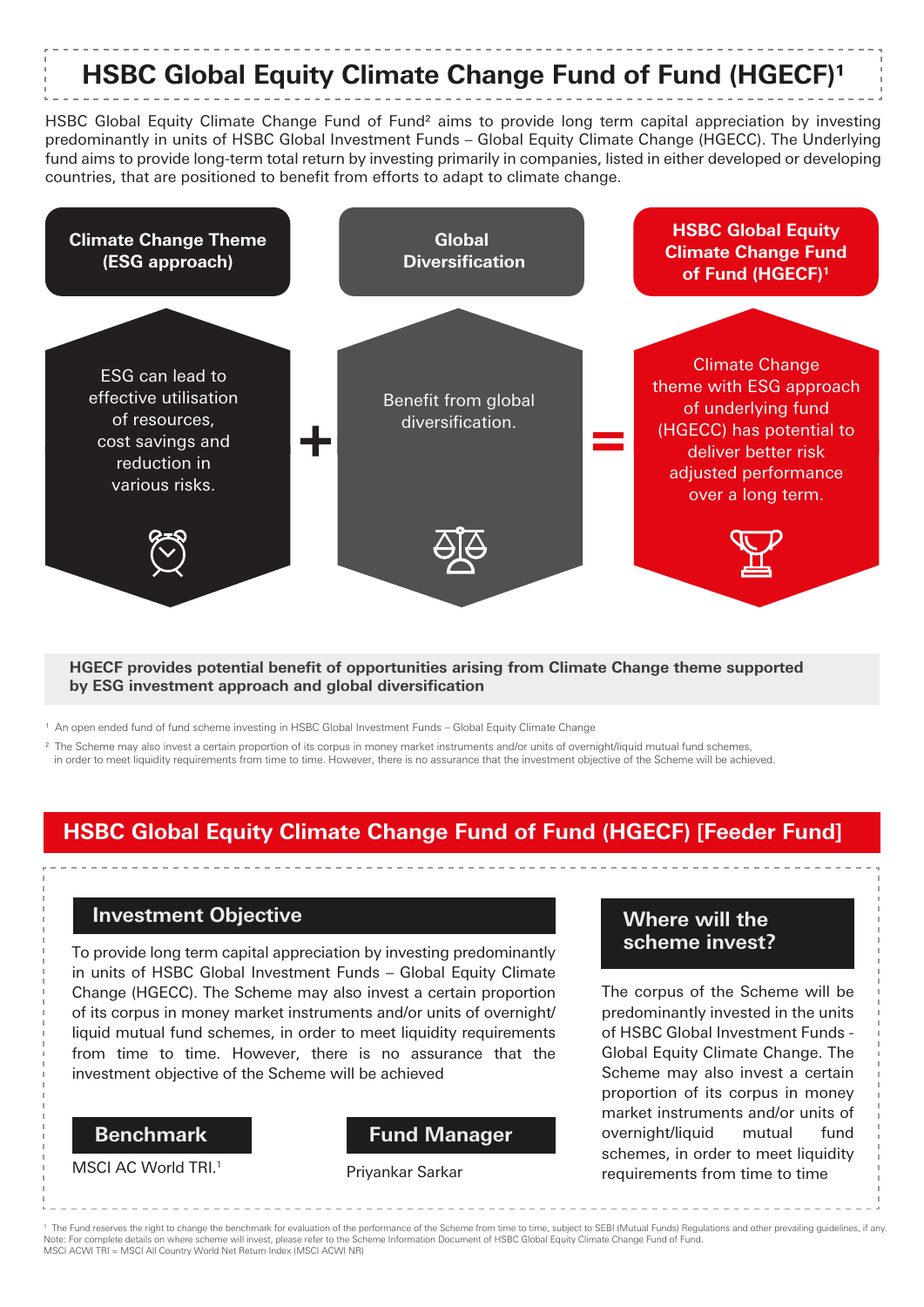# HSBC Global Equity Climate Change Fund of Fund (HGECF)[1]

HSBC Global Equity Climate Change Fund of Fund[2] aims to provide long term capital appreciation by investing predominantly in units of HSBC Global Investment Funds – Global Equity Climate Change (HGECC). The Underlying fund aims to provide long-term total return by investing primarily in companies, listed in either developed or developing countries, that are positioned to benefit from efforts to adapt to climate change.

**Climate Change Theme (ESG approach)**

ESG can lead to effective utilisation of resources, cost savings and reduction in various risks.

+

**Global Diversification**

Benefit from global diversification.

=

**HSBC Global Equity Climate Change Fund of Fund (HGECF)[1]**

Climate Change theme with ESG approach of underlying fund (HGECC) has potential to deliver better risk adjusted performance over a long term.

**HGECF provides potential benefit of opportunities arising from Climate Change theme supported by ESG investment approach and global diversification**

[1] An open ended fund of fund scheme investing in HSBC Global Investment Funds – Global Equity Climate Change

[2] The Scheme may also invest a certain proportion of its corpus in money market instruments and/or units of overnight/liquid mutual fund schemes, in order to meet liquidity requirements from time to time. However, there is no assurance that the investment objective of the Scheme will be achieved.

## HSBC Global Equity Climate Change Fund of Fund (HGECF) [Feeder Fund]

### Investment Objective

To provide long term capital appreciation by investing predominantly in units of HSBC Global Investment Funds – Global Equity Climate Change (HGECC). The Scheme may also invest a certain proportion of its corpus in money market instruments and/or units of overnight/ liquid mutual fund schemes, in order to meet liquidity requirements from time to time. However, there is no assurance that the investment objective of the Scheme will be achieved

### Benchmark

MSCI AC World TRI.[1]

### Fund Manager

Priyankar Sarkar

### Where will the scheme invest?

The corpus of the Scheme will be predominantly invested in the units of HSBC Global Investment Funds - Global Equity Climate Change. The Scheme may also invest a certain proportion of its corpus in money market instruments and/or units of overnight/liquid mutual fund schemes, in order to meet liquidity requirements from time to time

[1] The Fund reserves the right to change the benchmark for evaluation of the performance of the Scheme from time to time, subject to SEBI (Mutual Funds) Regulations and other prevailing guidelines, if any.
Note: For complete details on where scheme will invest, please refer to the Scheme Information Document of HSBC Global Equity Climate Change Fund of Fund.
MSCI ACWI TRI = MSCI All Country World Net Return Index (MSCI ACWI NR)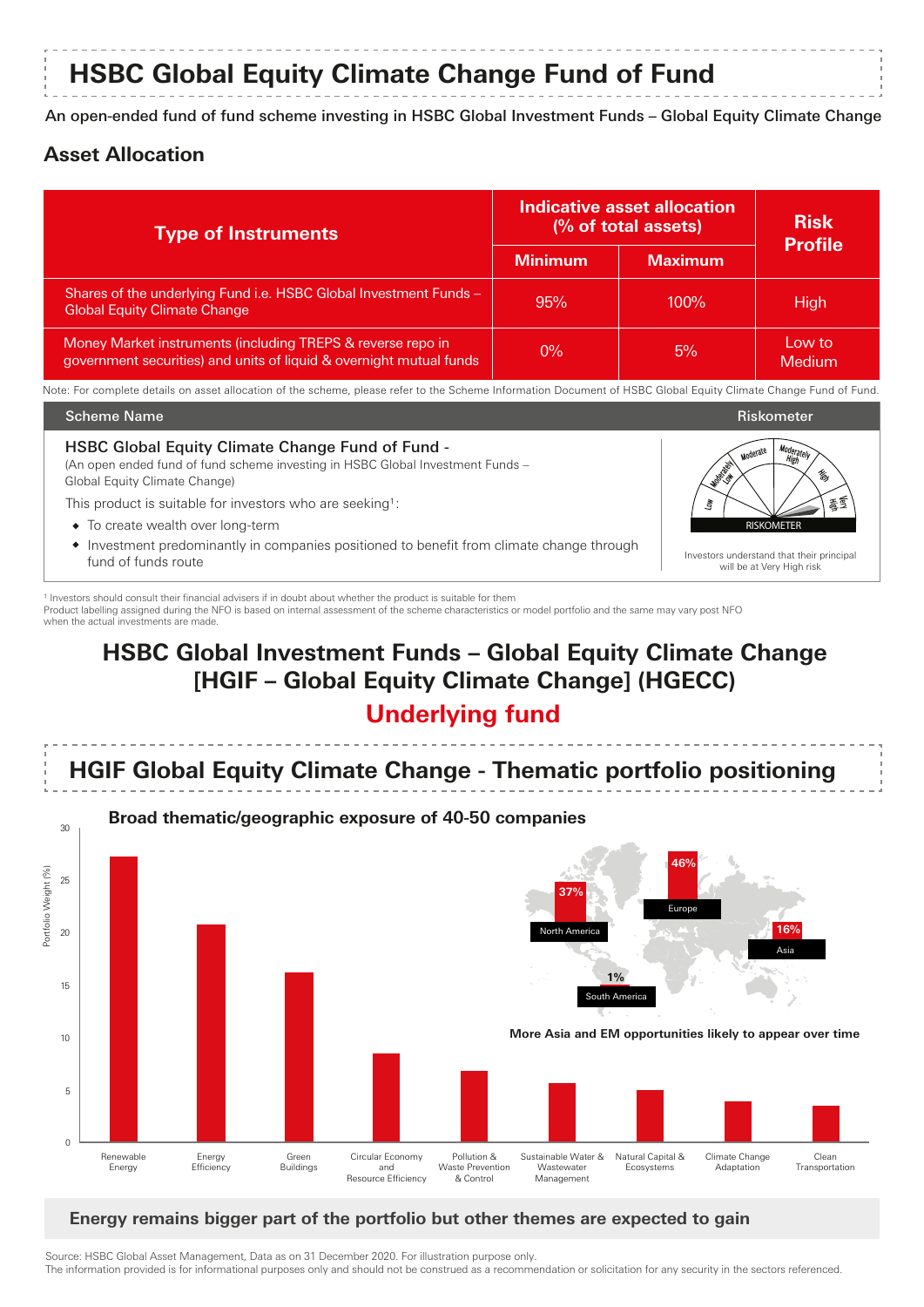# HSBC Global Equity Climate Change Fund of Fund

An open-ended fund of fund scheme investing in HSBC Global Investment Funds – Global Equity Climate Change

## Asset Allocation

| Type of Instruments | Indicative asset allocation (% of total assets) | | Risk Profile |
|---|---|---|---|
| | Minimum | Maximum | |
| Shares of the underlying Fund i.e. HSBC Global Investment Funds – Global Equity Climate Change | 95% | 100% | High |
| Money Market instruments (including TREPS & reverse repo in government securities) and units of liquid & overnight mutual funds | 0% | 5% | Low to Medium |

Note: For complete details on asset allocation of the scheme, please refer to the Scheme Information Document of HSBC Global Equity Climate Change Fund of Fund.

| Scheme Name | Riskometer |
|---|---|
| **HSBC Global Equity Climate Change Fund of Fund -** (An open ended fund of fund scheme investing in HSBC Global Investment Funds – Global Equity Climate Change)<br>This product is suitable for investors who are seeking[1]:<br>• To create wealth over long-term<br>• Investment predominantly in companies positioned to benefit from climate change through fund of funds route | RISKOMETER<br>Investors understand that their principal will be at Very High risk |

[1] Investors should consult their financial advisers if in doubt about whether the product is suitable for them
Product labelling assigned during the NFO is based on internal assessment of the scheme characteristics or model portfolio and the same may vary post NFO when the actual investments are made.

## HSBC Global Investment Funds – Global Equity Climate Change [HGIF – Global Equity Climate Change] (HGECC)

## Underlying fund

## HGIF Global Equity Climate Change - Thematic portfolio positioning

### Broad thematic/geographic exposure of 40-50 companies

Portfolio Weight (%)

| Theme | Portfolio Weight (%) (approx.) |
|---|---|
| Renewable Energy | 27 |
| Energy Efficiency | 21 |
| Green Buildings | 16 |
| Circular Economy and Resource Efficiency | 8.5 |
| Pollution & Waste Prevention & Control | 7 |
| Sustainable Water & Wastewater Management | 5.5 |
| Natural Capital & Ecosystems | 5 |
| Climate Change Adaptation | 4 |
| Clean Transportation | 3.5 |

| Region | Weight |
|---|---|
| North America | 37% |
| Europe | 46% |
| Asia | 16% |
| South America | 1% |

More Asia and EM opportunities likely to appear over time

**Energy remains bigger part of the portfolio but other themes are expected to gain**

Source: HSBC Global Asset Management, Data as on 31 December 2020. For illustration purpose only.
The information provided is for informational purposes only and should not be construed as a recommendation or solicitation for any security in the sectors referenced.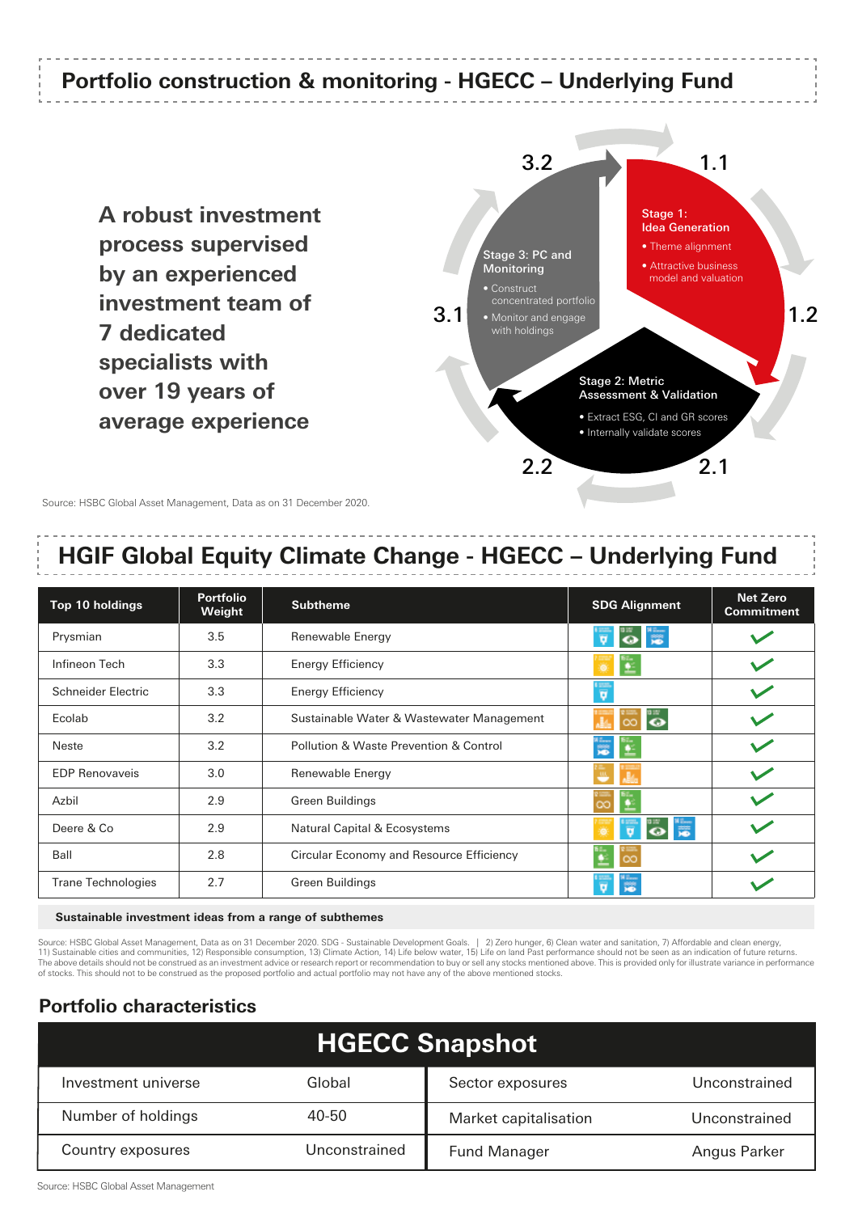## Portfolio construction & monitoring - HGECC – Underlying Fund

**A robust investment process supervised by an experienced investment team of 7 dedicated specialists with over 19 years of average experience**

3.2 | 1.1 | 1.2 | 2.1 | 2.2 | 3.1

**Stage 1: Idea Generation**
- Theme alignment
- Attractive business model and valuation

**Stage 2: Metric Assessment & Validation**
- Extract ESG, CI and GR scores
- Internally validate scores

**Stage 3: PC and Monitoring**
- Construct concentrated portfolio
- Monitor and engage with holdings

Source: HSBC Global Asset Management, Data as on 31 December 2020.

## HGIF Global Equity Climate Change - HGECC – Underlying Fund

| Top 10 holdings | Portfolio Weight | Subtheme | SDG Alignment | Net Zero Commitment |
|---|---|---|---|---|
| Prysmian | 3.5 | Renewable Energy | 6, 13, 14 | ✓ |
| Infineon Tech | 3.3 | Energy Efficiency | 7, 15 | ✓ |
| Schneider Electric | 3.3 | Energy Efficiency | 6 | ✓ |
| Ecolab | 3.2 | Sustainable Water & Wastewater Management | 11, 12, 13 | ✓ |
| Neste | 3.2 | Pollution & Waste Prevention & Control | 14, 15 | ✓ |
| EDP Renovaveis | 3.0 | Renewable Energy | 2, 11 | ✓ |
| Azbil | 2.9 | Green Buildings | 12, 15 | ✓ |
| Deere & Co | 2.9 | Natural Capital & Ecosystems | 7, 6, 13, 14 | ✓ |
| Ball | 2.8 | Circular Economy and Resource Efficiency | 15, 12 | ✓ |
| Trane Technologies | 2.7 | Green Buildings | 6, 14 | ✓ |

**Sustainable investment ideas from a range of subthemes**

Source: HSBC Global Asset Management, Data as on 31 December 2020. SDG - Sustainable Development Goals. | 2) Zero hunger, 6) Clean water and sanitation, 7) Affordable and clean energy, 11) Sustainable cities and communities, 12) Responsible consumption, 13) Climate Action, 14) Life below water, 15) Life on land Past performance should not be seen as an indication of future returns. The above details should not be construed as an investment advice or research report or recommendation to buy or sell any stocks mentioned above. This is provided only for illustrate variance in performance of stocks. This should not to be construed as the proposed portfolio and actual portfolio may not have any of the above mentioned stocks.

### Portfolio characteristics

| HGECC Snapshot | | | |
|---|---|---|---|
| Investment universe | Global | Sector exposures | Unconstrained |
| Number of holdings | 40-50 | Market capitalisation | Unconstrained |
| Country exposures | Unconstrained | Fund Manager | Angus Parker |

Source: HSBC Global Asset Management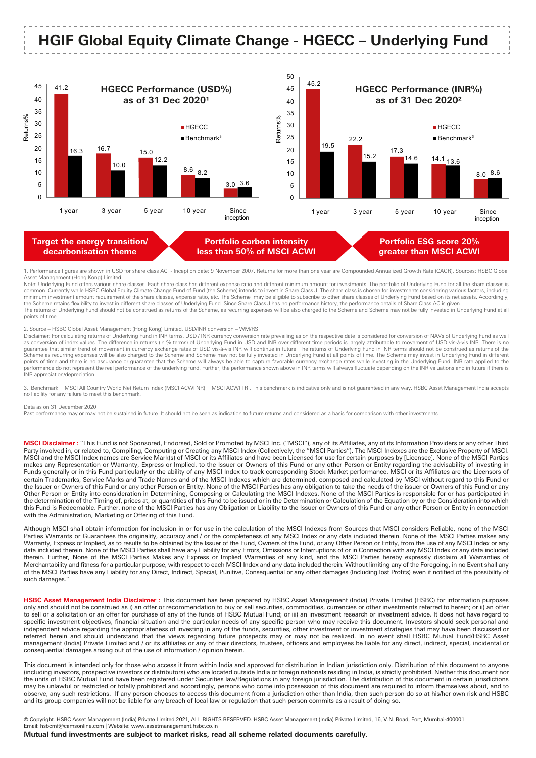# HGIF Global Equity Climate Change - HGECC – Underlying Fund

**HGECC Performance (USD%) as of 31 Dec 2020[1]**

Returns%

45
40
35
30
25
20
15
10
5
0

41.2
16.3
16.7
10.0
15.0
12.2
8.6
8.2
3.0
3.6

1 year
3 year
5 year
10 year
Since inception

HGECC
Benchmark[3]

**HGECC Performance (INR%) as of 31 Dec 2020[2]**

Returns%

50
45
40
35
30
25
20
15
10
5
0

45.2
19.5
22.2
15.2
17.3
14.6
14.1
13.6
8.0
8.6

1 year
3 year
5 year
10 year
Since inception

HGECC
Benchmark[3]

**Target the energy transition/ decarbonisation theme**

**Portfolio carbon intensity less than 50% of MSCI ACWI**

**Portfolio ESG score 20% greater than MSCI ACWI**

1. Performance figures are shown in USD for share class AC - Inception date: 9 November 2007. Returns for more than one year are Compounded Annualized Growth Rate (CAGR). Sources: HSBC Global Asset Management (Hong Kong) Limited

Note: Underlying Fund offers various share classes. Each share class has different expense ratio and different minimum amount for investments. The portfolio of Underlying Fund for all the share classes is common. Currently while HSBC Global Equity Climate Change Fund of Fund (the Scheme) intends to invest in Share Class J. The share class is chosen for investments considering various factors, including minimum investment amount requirement of the share classes, expense ratio, etc. The Scheme may be eligible to subscribe to other share classes of Underlying Fund based on its net assets. Accordingly, the Scheme retains flexibility to invest in different share classes of Underlying Fund. Since Share Class J has no performance history, the performance details of Share Class AC is given.

The returns of Underlying Fund should not be construed as returns of the Scheme, as recurring expenses will be also charged to the Scheme and Scheme may not be fully invested in Underlying Fund at all points of time.

2. Source – HSBC Global Asset Management (Hong Kong) Limited, USD/INR conversion – WM/RS

Disclaimer: For calculating returns of Underlying Fund in INR terms, USD / INR currency conversion rate prevailing as on the respective date is considered for conversion of NAVs of Underlying Fund as well as conversion of index values. The difference in returns (in % terms) of Underlying Fund in USD and INR over different time periods is largely attributable to movement of USD vis-à-vis INR. There is no guarantee that similar trend of movement in currency exchange rates of USD vis-à-vis INR will continue in future. The returns of Underlying Fund in INR terms should not be construed as returns of the Scheme as recurring expenses will be also charged to the Scheme and Scheme may not be fully invested in Underlying Fund at all points of time. The Scheme may invest in Underlying Fund in different points of time and there is no assurance or guarantee that the Scheme will always be able to capture favorable currency exchange rates while investing in the Underlying Fund. INR rate applied to the performance do not represent the real performance of the underlying fund. Further, the performance shown above in INR terms will always fluctuate depending on the INR valuations and in future if there is INR appreciation/depreciation.

3. Benchmark = MSCI All Country World Net Return Index (MSCI ACWI NR) = MSCI ACWI TRI. This benchmark is indicative only and is not guaranteed in any way. HSBC Asset Management India accepts no liability for any failure to meet this benchmark.

Data as on 31 December 2020

Past performance may or may not be sustained in future. It should not be seen as indication to future returns and considered as a basis for comparison with other investments.

**MSCI Disclaimer :** "This Fund is not Sponsored, Endorsed, Sold or Promoted by MSCI Inc. ("MSCI"), any of its Affiliates, any of its Information Providers or any other Third Party involved in, or related to, Compiling, Computing or Creating any MSCI Index (Collectively, the "MSCI Parties"). The MSCI Indexes are the Exclusive Property of MSCI. MSCI and the MSCI Index names are Service Mark(s) of MSCI or its Affiliates and have been Licensed for use for certain purposes by [Licensee]. None of the MSCI Parties makes any Representation or Warranty, Express or Implied, to the Issuer or Owners of this Fund or any other Person or Entity regarding the advisability of investing in Funds generally or in this Fund particularly or the ability of any MSCI Index to track corresponding Stock Market performance. MSCI or its Affiliates are the Licensors of certain Trademarks, Service Marks and Trade Names and of the MSCI Indexes which are determined, composed and calculated by MSCI without regard to this Fund or the Issuer or Owners of this Fund or any other Person or Entity. None of the MSCI Parties has any obligation to take the needs of the issuer or Owners of this Fund or any Other Person or Entity into consideration in Determining, Composing or Calculating the MSCI Indexes. None of the MSCI Parties is responsible for or has participated in the determination of the Timing of, prices at, or quantities of this Fund to be issued or in the Determination or Calculation of the Equation by or the Consideration into which this Fund is Redeemable. Further, none of the MSCI Parties has any Obligation or Liability to the Issuer or Owners of this Fund or any other Person or Entity in connection with the Administration, Marketing or Offering of this Fund.

Although MSCI shall obtain information for inclusion in or for use in the calculation of the MSCI Indexes from Sources that MSCI considers Reliable, none of the MSCI Parties Warrants or Guarantees the originality, accuracy and / or the completeness of any MSCI Index or any data included therein. None of the MSCI Parties makes any Warranty, Express or Implied, as to results to be obtained by the Issuer of the Fund, Owners of the Fund, or any Other Person or Entity, from the use of any MSCI Index or any data included therein. None of the MSCI Parties shall have any Liability for any Errors, Omissions or Interruptions of or in Connection with any MSCI Index or any data included therein. Further, None of the MSCI Parties Makes any Express or Implied Warranties of any kind, and the MSCI Parties hereby expressly disclaim all Warranties of Merchantability and fitness for a particular purpose, with respect to each MSCI Index and any data included therein. Without limiting any of the Foregoing, in no Event shall any of the MSCI Parties have any Liability for any Direct, Indirect, Special, Punitive, Consequential or any other damages (Including lost Profits) even if notified of the possibility of such damages."

**HSBC Asset Management India Disclaimer :** This document has been prepared by HSBC Asset Management (India) Private Limited (HSBC) for information purposes only and should not be construed as i) an offer or recommendation to buy or sell securities, commodities, currencies or other investments referred to herein; or ii) an offer to sell or a solicitation or an offer for purchase of any of the funds of HSBC Mutual Fund; or iii) an investment research or investment advice. It does not have regard to specific investment objectives, financial situation and the particular needs of any specific person who may receive this document. Investors should seek personal and independent advice regarding the appropriateness of investing in any of the funds, securities, other investment or investment strategies that may have been discussed or referred herein and should understand that the views regarding future prospects may or may not be realized. In no event shall HSBC Mutual Fund/HSBC Asset management (India) Private Limited and / or its affiliates or any of their directors, trustees, officers and employees be liable for any direct, indirect, special, incidental or consequential damages arising out of the use of information / opinion herein.

This document is intended only for those who access it from within India and approved for distribution in Indian jurisdiction only. Distribution of this document to anyone (including investors, prospective investors or distributors) who are located outside India or foreign nationals residing in India, is strictly prohibited. Neither this document nor the units of HSBC Mutual Fund have been registered under Securities law/Regulations in any foreign jurisdiction. The distribution of this document in certain jurisdictions may be unlawful or restricted or totally prohibited and accordingly, persons who come into possession of this document are required to inform themselves about, and to observe, any such restrictions. If any person chooses to access this document from a jurisdiction other than India, then such person do so at his/her own risk and HSBC and its group companies will not be liable for any breach of local law or regulation that such person commits as a result of doing so.

© Copyright. HSBC Asset Management (India) Private Limited 2021, ALL RIGHTS RESERVED. HSBC Asset Management (India) Private Limited, 16, V.N. Road, Fort, Mumbai-400001
Email: hsbcmf@camsonline.com | Website: www.assetmanagement.hsbc.co.in

**Mutual fund investments are subject to market risks, read all scheme related documents carefully.**